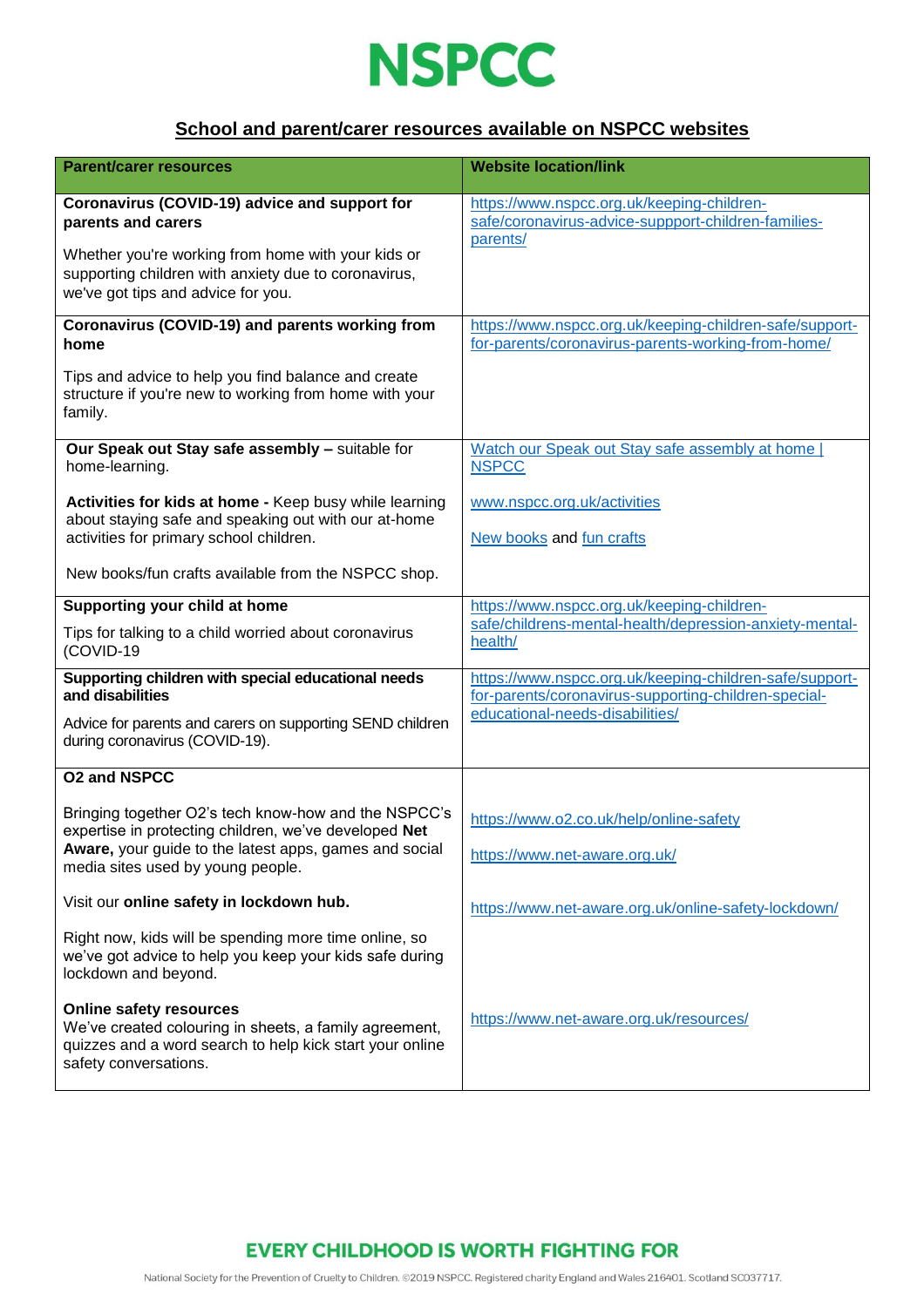# NSPCC

## School and parent/carer resources available on NSPCC websites

| Parent/carer resources | Website location/link |
|---|---|
| **Coronavirus (COVID-19) advice and support for parents and carers**<br><br>Whether you're working from home with your kids or supporting children with anxiety due to coronavirus, we've got tips and advice for you. | https://www.nspcc.org.uk/keeping-children-safe/coronavirus-advice-suppport-children-families-parents/ |
| **Coronavirus (COVID-19) and parents working from home**<br><br>Tips and advice to help you find balance and create structure if you're new to working from home with your family. | https://www.nspcc.org.uk/keeping-children-safe/support-for-parents/coronavirus-parents-working-from-home/ |
| **Our Speak out Stay safe assembly –** suitable for home-learning.<br><br>**Activities for kids at home -** Keep busy while learning about staying safe and speaking out with our at-home activities for primary school children.<br><br>New books/fun crafts available from the NSPCC shop. | Watch our Speak out Stay safe assembly at home \| NSPCC<br><br>www.nspcc.org.uk/activities<br><br>New books and fun crafts |
| **Supporting your child at home**<br><br>Tips for talking to a child worried about coronavirus (COVID-19 | https://www.nspcc.org.uk/keeping-children-safe/childrens-mental-health/depression-anxiety-mental-health/ |
| **Supporting children with special educational needs and disabilities**<br><br>Advice for parents and carers on supporting SEND children during coronavirus (COVID-19). | https://www.nspcc.org.uk/keeping-children-safe/support-for-parents/coronavirus-supporting-children-special-educational-needs-disabilities/ |
| **O2 and NSPCC**<br><br>Bringing together O2's tech know-how and the NSPCC's expertise in protecting children, we've developed **Net Aware,** your guide to the latest apps, games and social media sites used by young people.<br><br>Visit our **online safety in lockdown hub.**<br><br>Right now, kids will be spending more time online, so we've got advice to help you keep your kids safe during lockdown and beyond.<br><br>**Online safety resources**<br>We've created colouring in sheets, a family agreement, quizzes and a word search to help kick start your online safety conversations. | https://www.o2.co.uk/help/online-safety<br><br>https://www.net-aware.org.uk/<br><br>https://www.net-aware.org.uk/online-safety-lockdown/<br><br>https://www.net-aware.org.uk/resources/ |

**EVERY CHILDHOOD IS WORTH FIGHTING FOR**

National Society for the Prevention of Cruelty to Children. ©2019 NSPCC. Registered charity England and Wales 216401. Scotland SC037717.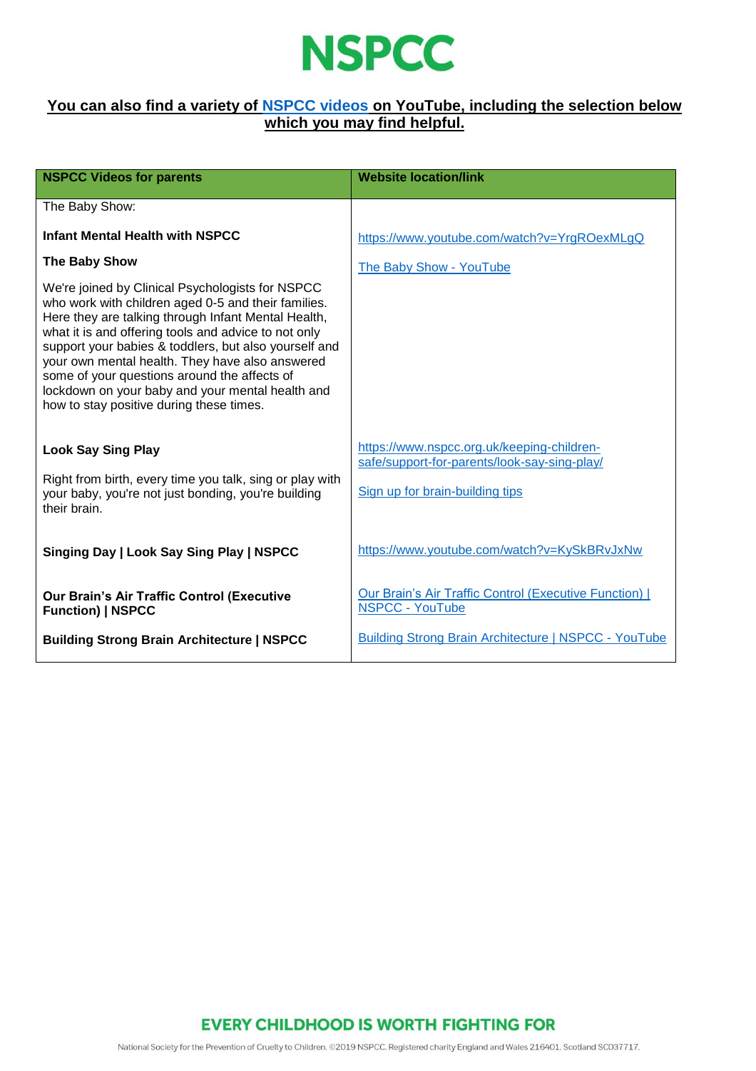# NSPCC

**You can also find a variety of NSPCC videos on YouTube, including the selection below which you may find helpful.**

| NSPCC Videos for parents | Website location/link |
|---|---|
| The Baby Show:<br><br>**Infant Mental Health with NSPCC**<br><br>**The Baby Show**<br><br>We're joined by Clinical Psychologists for NSPCC who work with children aged 0-5 and their families. Here they are talking through Infant Mental Health, what it is and offering tools and advice to not only support your babies & toddlers, but also yourself and your own mental health. They have also answered some of your questions around the affects of lockdown on your baby and your mental health and how to stay positive during these times. | https://www.youtube.com/watch?v=YrgROexMLgQ<br><br>The Baby Show - YouTube |
| **Look Say Sing Play**<br><br>Right from birth, every time you talk, sing or play with your baby, you're not just bonding, you're building their brain. | https://www.nspcc.org.uk/keeping-children-safe/support-for-parents/look-say-sing-play/<br><br>Sign up for brain-building tips |
| **Singing Day \| Look Say Sing Play \| NSPCC** | https://www.youtube.com/watch?v=KySkBRvJxNw |
| **Our Brain's Air Traffic Control (Executive Function) \| NSPCC** | Our Brain's Air Traffic Control (Executive Function) \| NSPCC - YouTube |
| **Building Strong Brain Architecture \| NSPCC** | Building Strong Brain Architecture \| NSPCC - YouTube |

**EVERY CHILDHOOD IS WORTH FIGHTING FOR**

National Society for the Prevention of Cruelty to Children. ©2019 NSPCC. Registered charity England and Wales 216401. Scotland SC037717.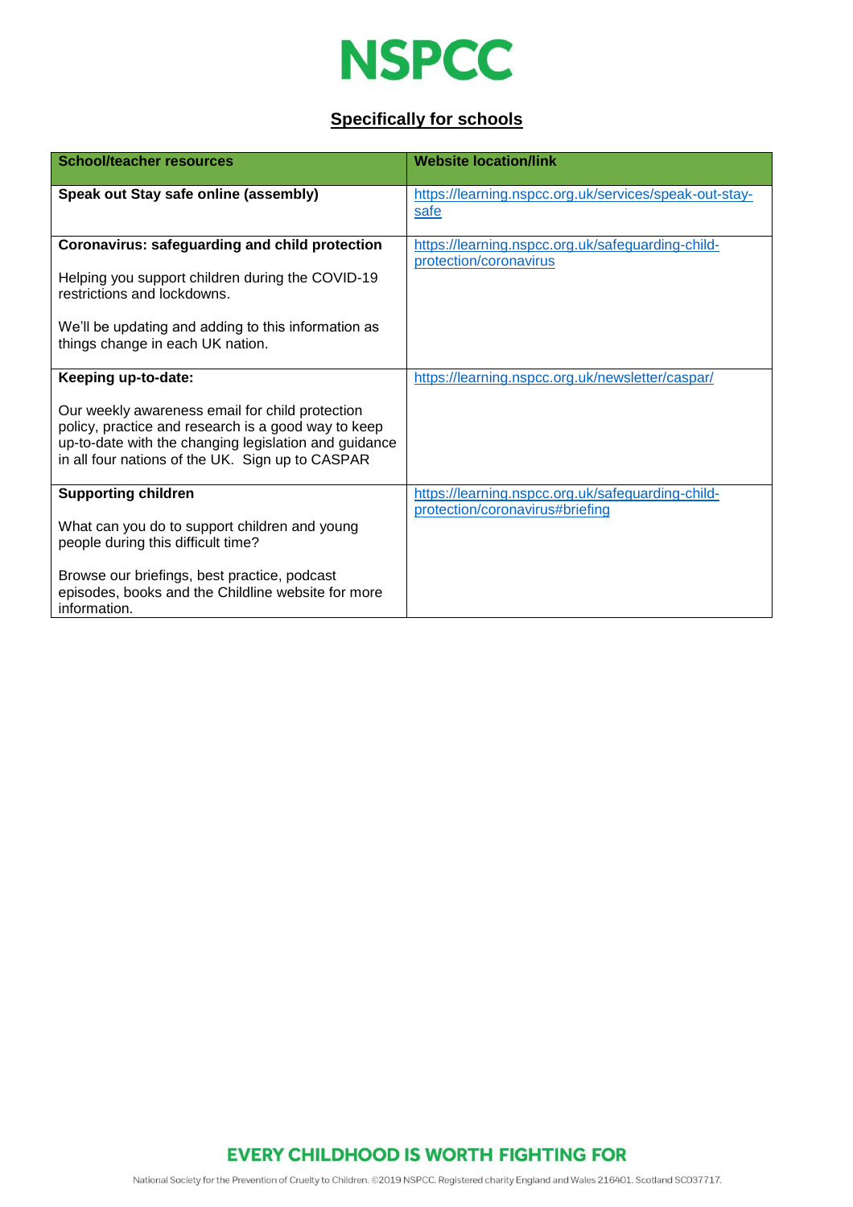# NSPCC

## Specifically for schools

| School/teacher resources | Website location/link |
|---|---|
| **Speak out Stay safe online (assembly)** | https://learning.nspcc.org.uk/services/speak-out-stay-safe |
| **Coronavirus: safeguarding and child protection**<br><br>Helping you support children during the COVID-19 restrictions and lockdowns.<br><br>We'll be updating and adding to this information as things change in each UK nation. | https://learning.nspcc.org.uk/safeguarding-child-protection/coronavirus |
| **Keeping up-to-date:**<br><br>Our weekly awareness email for child protection policy, practice and research is a good way to keep up-to-date with the changing legislation and guidance in all four nations of the UK. Sign up to CASPAR | https://learning.nspcc.org.uk/newsletter/caspar/ |
| **Supporting children**<br><br>What can you do to support children and young people during this difficult time?<br><br>Browse our briefings, best practice, podcast episodes, books and the Childline website for more information. | https://learning.nspcc.org.uk/safeguarding-child-protection/coronavirus#briefing |

**EVERY CHILDHOOD IS WORTH FIGHTING FOR**

National Society for the Prevention of Cruelty to Children. ©2019 NSPCC. Registered charity England and Wales 216401. Scotland SC037717.